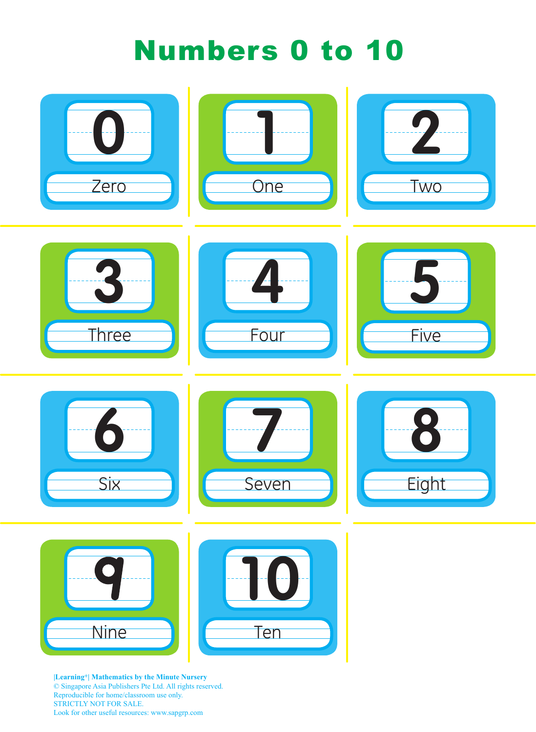# Numbers 0 to 10

| | | |
|---|---|---|
| 0<br>Zero | 1<br>One | 2<br>Two |
| 3<br>Three | 4<br>Four | 5<br>Five |
| 6<br>Six | 7<br>Seven | 8<br>Eight |
| 9<br>Nine | 10<br>Ten | |

**|Learning+| Mathematics by the Minute Nursery**
© Singapore Asia Publishers Pte Ltd. All rights reserved.
Reproducible for home/classroom use only.
STRICTLY NOT FOR SALE.
Look for other useful resources: www.sapgrp.com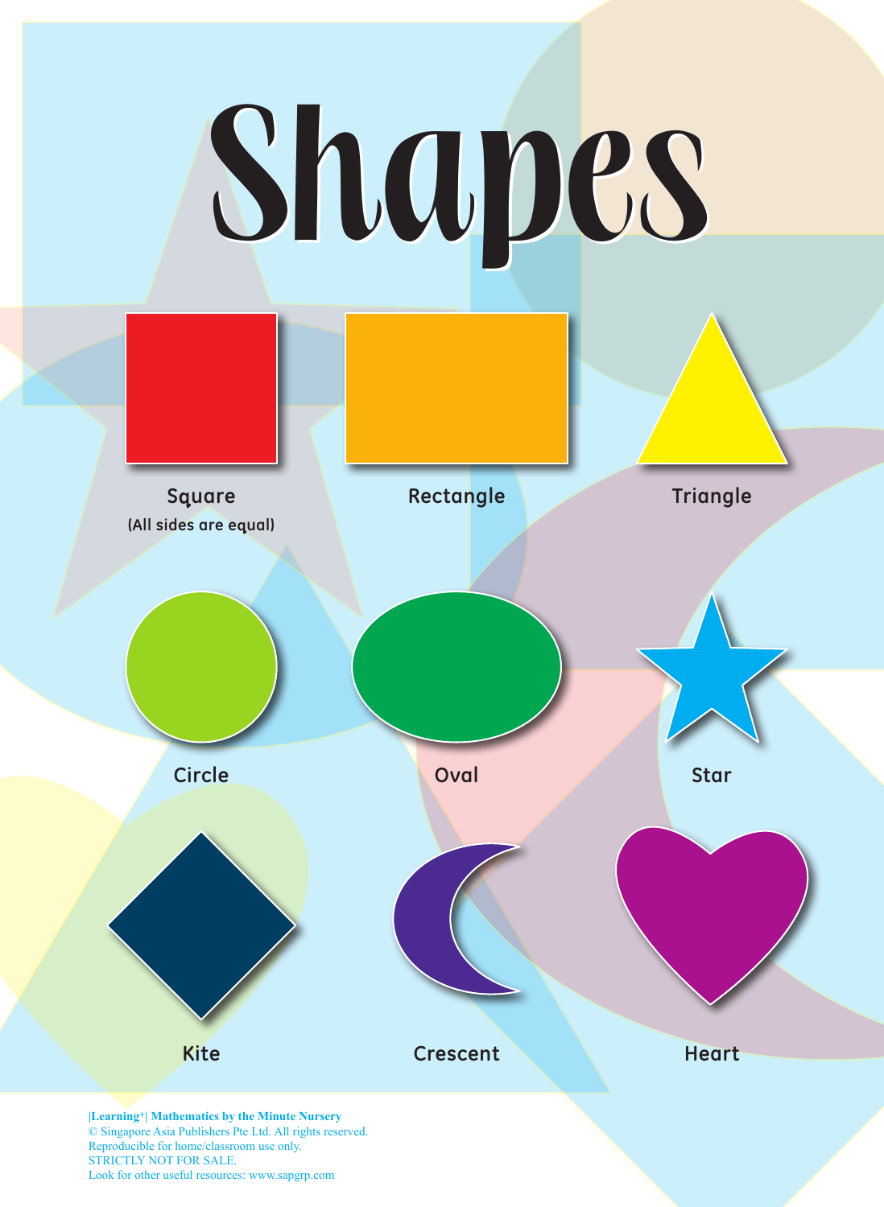# Shapes

Square
(All sides are equal)

Rectangle

Triangle

Circle

Oval

Star

Kite

Crescent

Heart

|Learning+| Mathematics by the Minute Nursery
© Singapore Asia Publishers Pte Ltd. All rights reserved.
Reproducible for home/classroom use only.
STRICTLY NOT FOR SALE.
Look for other useful resources: www.sapgrp.com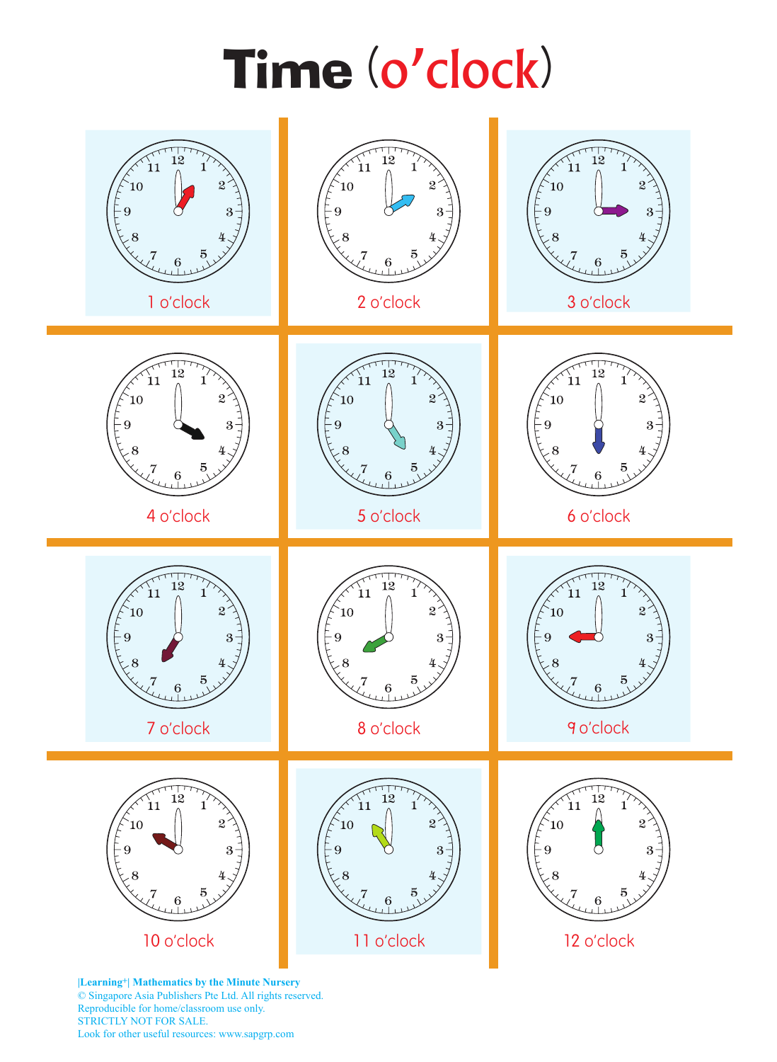# Time (o'clock)

| | | |
|---|---|---|
| 1 o'clock | 2 o'clock | 3 o'clock |
| 4 o'clock | 5 o'clock | 6 o'clock |
| 7 o'clock | 8 o'clock | 9 o'clock |
| 10 o'clock | 11 o'clock | 12 o'clock |

**|Learning+| Mathematics by the Minute Nursery**
© Singapore Asia Publishers Pte Ltd. All rights reserved.
Reproducible for home/classroom use only.
STRICTLY NOT FOR SALE.
Look for other useful resources: www.sapgrp.com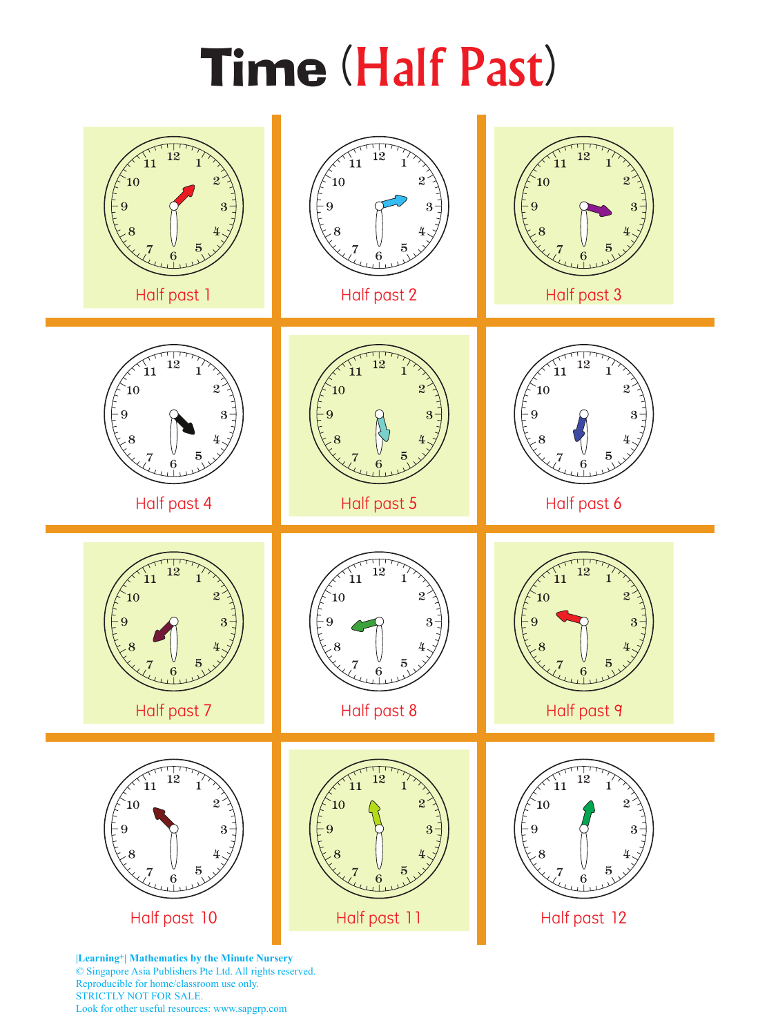# Time (Half Past)

Half past 1

Half past 2

Half past 3

Half past 4

Half past 5

Half past 6

Half past 7

Half past 8

Half past 9

Half past 10

Half past 11

Half past 12

**|Learning+| Mathematics by the Minute Nursery**
© Singapore Asia Publishers Pte Ltd. All rights reserved.
Reproducible for home/classroom use only.
STRICTLY NOT FOR SALE.
Look for other useful resources: www.sapgrp.com